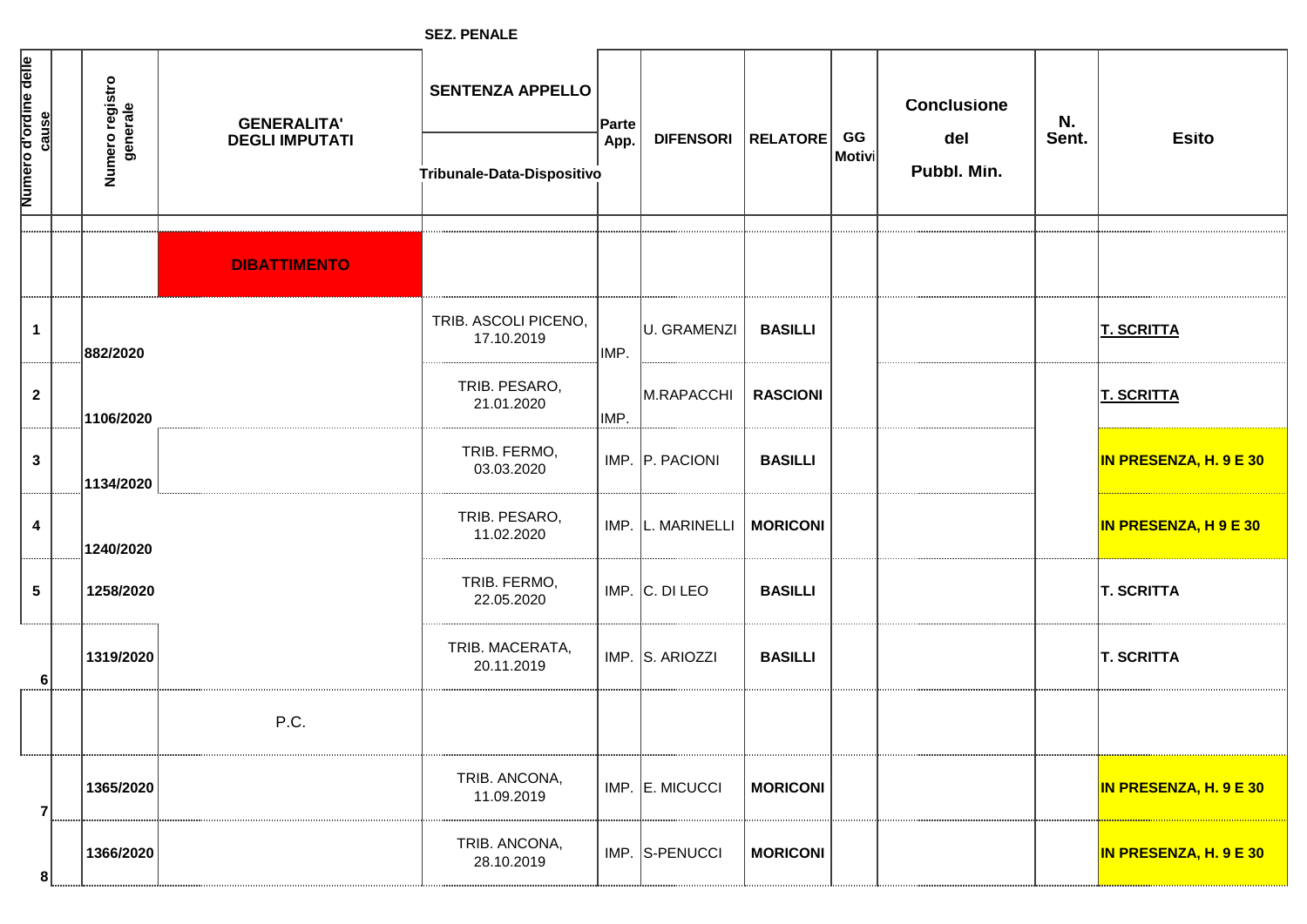**SEZ. PENALE**

| Numero d'ordine delle cause | | Numero registro generale | GENERALITA' DEGLI IMPUTATI | SENTENZA APPELLO Tribunale-Data-Dispositivo | Parte App. | DIFENSORI | RELATORE | GG Motivi | Conclusione del Pubbl. Min. | N. Sent. | Esito |
|---|---|---|---|---|---|---|---|---|---|---|---|
| | | | **DIBATTIMENTO** | | | | | | | | |
| 1 | | 882/2020 | | TRIB. ASCOLI PICENO, 17.10.2019 | IMP. | U. GRAMENZI | **BASILLI** | | | | **T. SCRITTA** |
| 2 | | 1106/2020 | | TRIB. PESARO, 21.01.2020 | IMP. | M.RAPACCHI | **RASCIONI** | | | | **T. SCRITTA** |
| 3 | | 1134/2020 | | TRIB. FERMO, 03.03.2020 | IMP. | P. PACIONI | **BASILLI** | | | | **IN PRESENZA, H. 9 E 30** |
| 4 | | 1240/2020 | | TRIB. PESARO, 11.02.2020 | IMP. | L. MARINELLI | **MORICONI** | | | | **IN PRESENZA, H 9 E 30** |
| 5 | | 1258/2020 | | TRIB. FERMO, 22.05.2020 | IMP. | C. DI LEO | **BASILLI** | | | | **T. SCRITTA** |
| 6 | | 1319/2020 | | TRIB. MACERATA, 20.11.2019 | IMP. | S. ARIOZZI | **BASILLI** | | | | **T. SCRITTA** |
| | | | P.C. | | | | | | | | |
| 7 | | 1365/2020 | | TRIB. ANCONA, 11.09.2019 | IMP. | E. MICUCCI | **MORICONI** | | | | **IN PRESENZA, H. 9 E 30** |
| 8 | | 1366/2020 | | TRIB. ANCONA, 28.10.2019 | IMP. | S-PENUCCI | **MORICONI** | | | | **IN PRESENZA, H. 9 E 30** |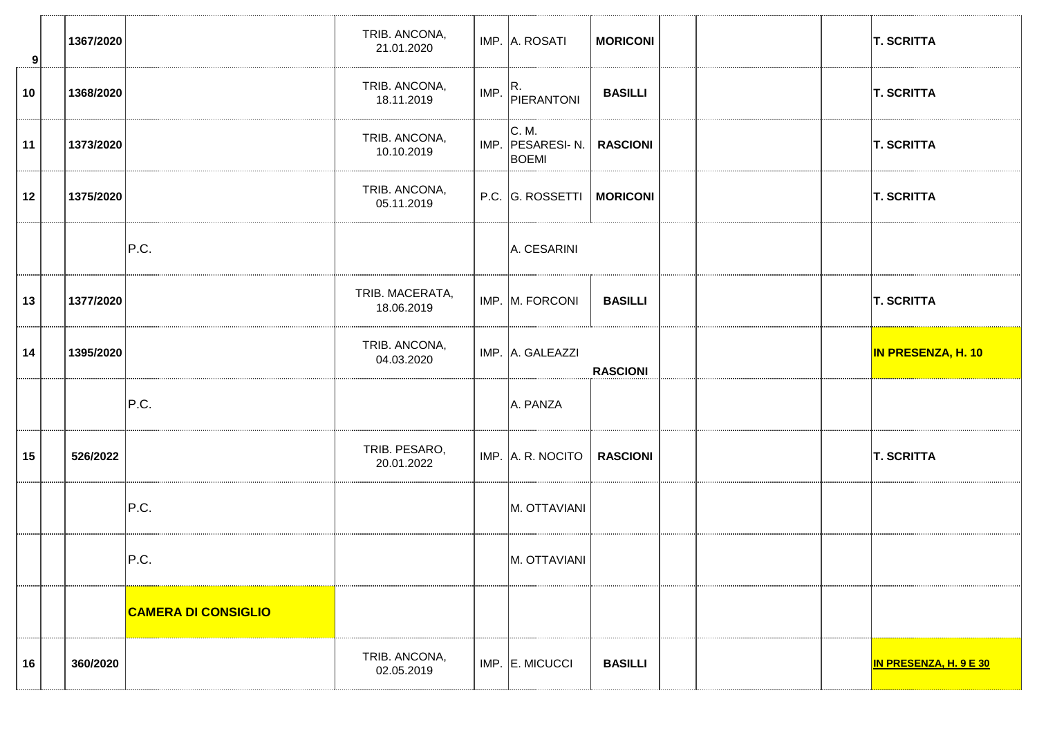| | | | | | | | | | | | |
|---|---|---|---|---|---|---|---|---|---|---|---|
| 9 | | 1367/2020 | | TRIB. ANCONA, 21.01.2020 | IMP. | A. ROSATI | **MORICONI** | | | | **T. SCRITTA** |
| 10 | | 1368/2020 | | TRIB. ANCONA, 18.11.2019 | IMP. | R. PIERANTONI | **BASILLI** | | | | **T. SCRITTA** |
| 11 | | 1373/2020 | | TRIB. ANCONA, 10.10.2019 | IMP. | C. M. PESARESI- N. BOEMI | **RASCIONI** | | | | **T. SCRITTA** |
| 12 | | 1375/2020 | | TRIB. ANCONA, 05.11.2019 | P.C. | G. ROSSETTI | **MORICONI** | | | | **T. SCRITTA** |
| | | | P.C. | | | A. CESARINI | | | | | |
| 13 | | 1377/2020 | | TRIB. MACERATA, 18.06.2019 | IMP. | M. FORCONI | **BASILLI** | | | | **T. SCRITTA** |
| 14 | | 1395/2020 | | TRIB. ANCONA, 04.03.2020 | IMP. | A. GALEAZZI | **RASCIONI** | | | | **IN PRESENZA, H. 10** |
| | | | P.C. | | | A. PANZA | | | | | |
| 15 | | 526/2022 | | TRIB. PESARO, 20.01.2022 | IMP. | A. R. NOCITO | **RASCIONI** | | | | **T. SCRITTA** |
| | | | P.C. | | | M. OTTAVIANI | | | | | |
| | | | P.C. | | | M. OTTAVIANI | | | | | |
| | | | **CAMERA DI CONSIGLIO** | | | | | | | | |
| 16 | | 360/2020 | | TRIB. ANCONA, 02.05.2019 | IMP. | E. MICUCCI | **BASILLI** | | | | **IN PRESENZA, H. 9 E 30** |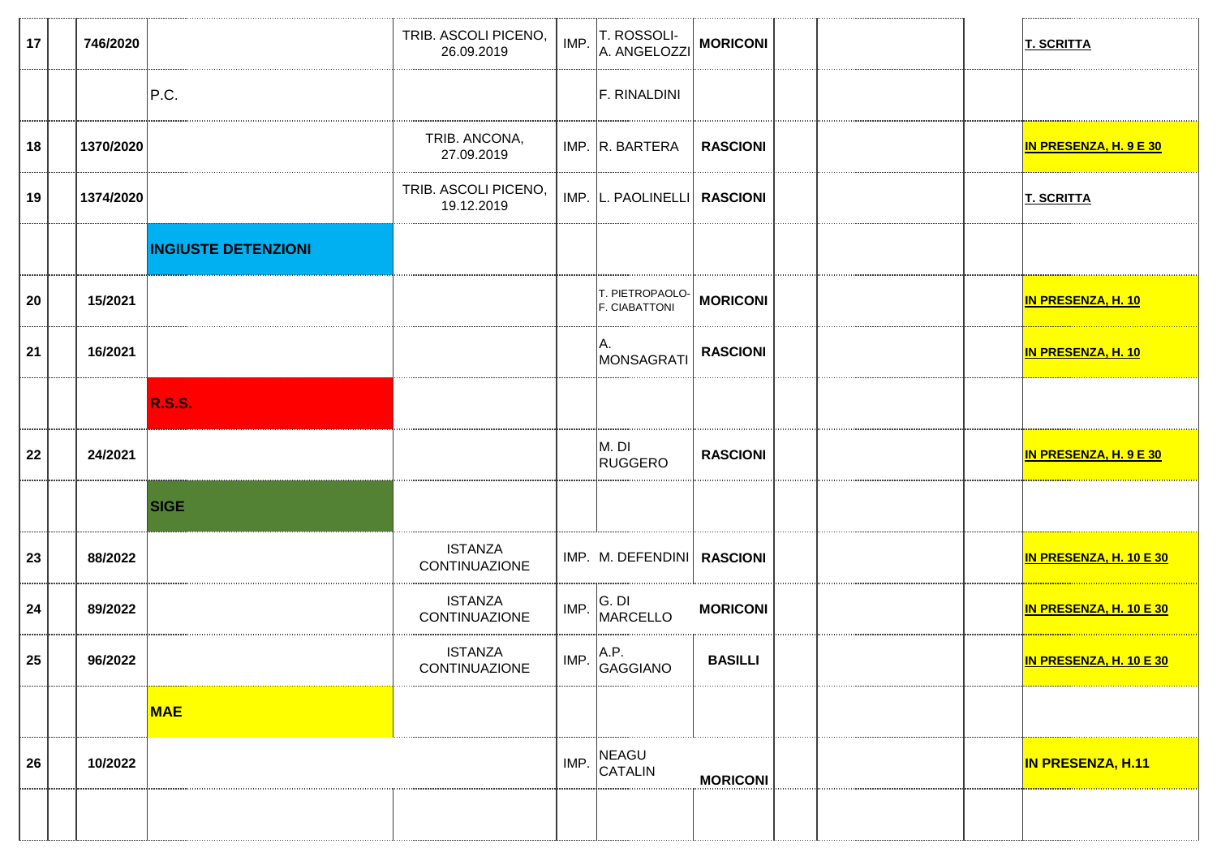| | | | | | | | | | | | |
|---|---|---|---|---|---|---|---|---|---|---|---|
| 17 | | 746/2020 | | TRIB. ASCOLI PICENO, 26.09.2019 | IMP. | T. ROSSOLI- A. ANGELOZZI | **MORICONI** | | | | **T. SCRITTA** |
| | | | P.C. | | | F. RINALDINI | | | | | |
| 18 | | 1370/2020 | | TRIB. ANCONA, 27.09.2019 | IMP. | R. BARTERA | **RASCIONI** | | | | **IN PRESENZA, H. 9 E 30** |
| 19 | | 1374/2020 | | TRIB. ASCOLI PICENO, 19.12.2019 | IMP. | L. PAOLINELLI | **RASCIONI** | | | | **T. SCRITTA** |
| | | | **INGIUSTE DETENZIONI** | | | | | | | | |
| 20 | | 15/2021 | | | | T. PIETROPAOLO- F. CIABATTONI | **MORICONI** | | | | **IN PRESENZA, H. 10** |
| 21 | | 16/2021 | | | | A. MONSAGRATI | **RASCIONI** | | | | **IN PRESENZA, H. 10** |
| | | | **R.S.S.** | | | | | | | | |
| 22 | | 24/2021 | | | | M. DI RUGGERO | **RASCIONI** | | | | **IN PRESENZA, H. 9 E 30** |
| | | | **SIGE** | | | | | | | | |
| 23 | | 88/2022 | | ISTANZA CONTINUAZIONE | IMP. | M. DEFENDINI | **RASCIONI** | | | | **IN PRESENZA, H. 10 E 30** |
| 24 | | 89/2022 | | ISTANZA CONTINUAZIONE | IMP. | G. DI MARCELLO | **MORICONI** | | | | **IN PRESENZA, H. 10 E 30** |
| 25 | | 96/2022 | | ISTANZA CONTINUAZIONE | IMP. | A.P. GAGGIANO | **BASILLI** | | | | **IN PRESENZA, H. 10 E 30** |
| | | | **MAE** | | | | | | | | |
| 26 | | 10/2022 | | | IMP. | NEAGU CATALIN | **MORICONI** | | | | **IN PRESENZA, H.11** |
| | | | | | | | | | | | |